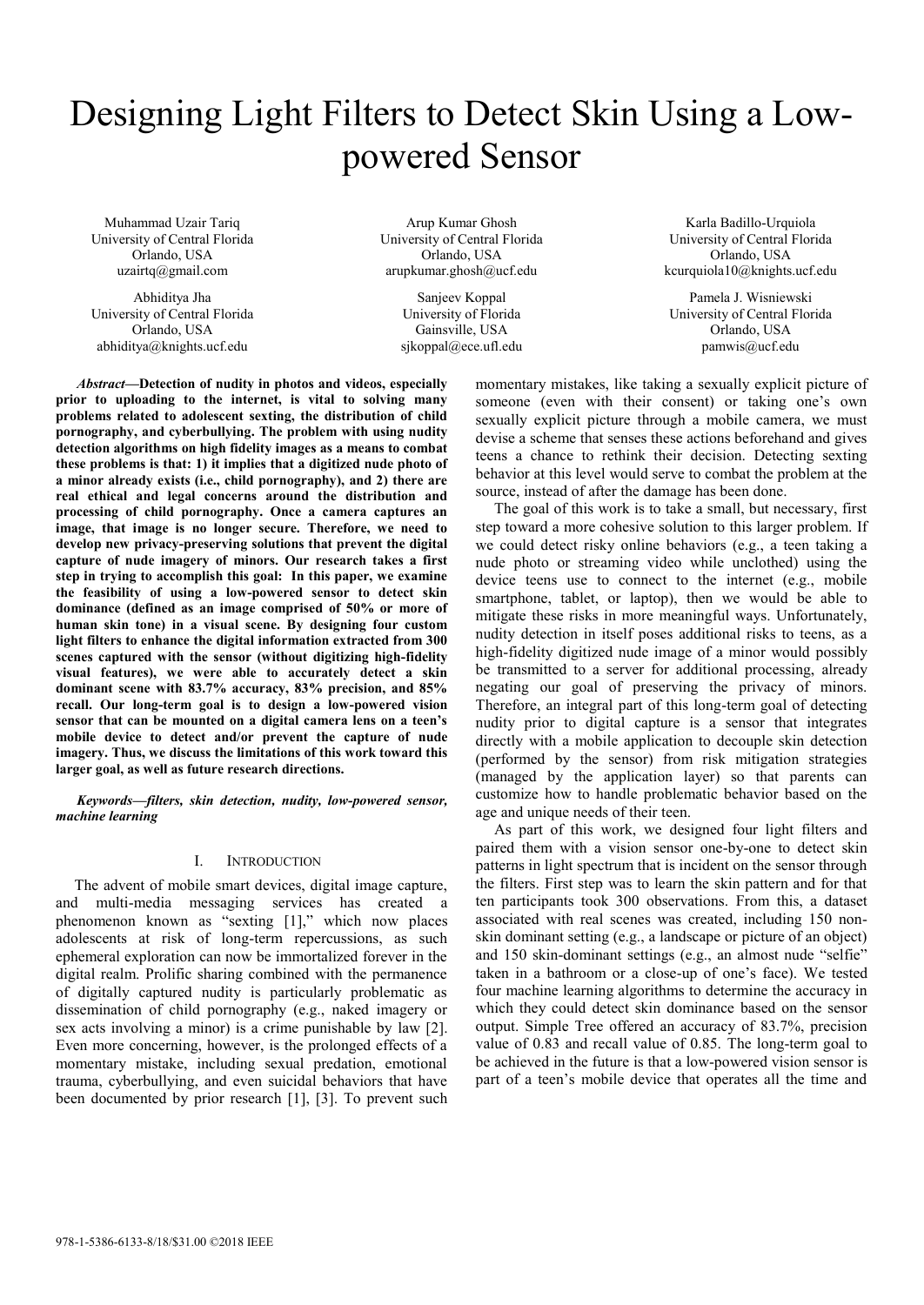# Designing Light Filters to Detect Skin Using a Low-powered Sensor

Muhammad Uzair Tariq
University of Central Florida
Orlando, USA
uzairtq@gmail.com

Arup Kumar Ghosh
University of Central Florida
Orlando, USA
arupkumar.ghosh@ucf.edu

Karla Badillo-Urquiola
University of Central Florida
Orlando, USA
kcurquiola10@knights.ucf.edu

Abhiditya Jha
University of Central Florida
Orlando, USA
abhiditya@knights.ucf.edu

Sanjeev Koppal
University of Florida
Gainsville, USA
sjkoppal@ece.ufl.edu

Pamela J. Wisniewski
University of Central Florida
Orlando, USA
pamwis@ucf.edu

***Abstract*—Detection of nudity in photos and videos, especially prior to uploading to the internet, is vital to solving many problems related to adolescent sexting, the distribution of child pornography, and cyberbullying. The problem with using nudity detection algorithms on high fidelity images as a means to combat these problems is that: 1) it implies that a digitized nude photo of a minor already exists (i.e., child pornography), and 2) there are real ethical and legal concerns around the distribution and processing of child pornography. Once a camera captures an image, that image is no longer secure. Therefore, we need to develop new privacy-preserving solutions that prevent the digital capture of nude imagery of minors. Our research takes a first step in trying to accomplish this goal: In this paper, we examine the feasibility of using a low-powered sensor to detect skin dominance (defined as an image comprised of 50% or more of human skin tone) in a visual scene. By designing four custom light filters to enhance the digital information extracted from 300 scenes captured with the sensor (without digitizing high-fidelity visual features), we were able to accurately detect a skin dominant scene with 83.7% accuracy, 83% precision, and 85% recall. Our long-term goal is to design a low-powered vision sensor that can be mounted on a digital camera lens on a teen's mobile device to detect and/or prevent the capture of nude imagery. Thus, we discuss the limitations of this work toward this larger goal, as well as future research directions.**

***Keywords*—filters, skin detection, nudity, low-powered sensor, machine learning**

## I. Introduction

The advent of mobile smart devices, digital image capture, and multi-media messaging services has created a phenomenon known as "sexting [1]," which now places adolescents at risk of long-term repercussions, as such ephemeral exploration can now be immortalized forever in the digital realm. Prolific sharing combined with the permanence of digitally captured nudity is particularly problematic as dissemination of child pornography (e.g., naked imagery or sex acts involving a minor) is a crime punishable by law [2]. Even more concerning, however, is the prolonged effects of a momentary mistake, including sexual predation, emotional trauma, cyberbullying, and even suicidal behaviors that have been documented by prior research [1], [3]. To prevent such momentary mistakes, like taking a sexually explicit picture of someone (even with their consent) or taking one's own sexually explicit picture through a mobile camera, we must devise a scheme that senses these actions beforehand and gives teens a chance to rethink their decision. Detecting sexting behavior at this level would serve to combat the problem at the source, instead of after the damage has been done.

The goal of this work is to take a small, but necessary, first step toward a more cohesive solution to this larger problem. If we could detect risky online behaviors (e.g., a teen taking a nude photo or streaming video while unclothed) using the device teens use to connect to the internet (e.g., mobile smartphone, tablet, or laptop), then we would be able to mitigate these risks in more meaningful ways. Unfortunately, nudity detection in itself poses additional risks to teens, as a high-fidelity digitized nude image of a minor would possibly be transmitted to a server for additional processing, already negating our goal of preserving the privacy of minors. Therefore, an integral part of this long-term goal of detecting nudity prior to digital capture is a sensor that integrates directly with a mobile application to decouple skin detection (performed by the sensor) from risk mitigation strategies (managed by the application layer) so that parents can customize how to handle problematic behavior based on the age and unique needs of their teen.

As part of this work, we designed four light filters and paired them with a vision sensor one-by-one to detect skin patterns in light spectrum that is incident on the sensor through the filters. First step was to learn the skin pattern and for that ten participants took 300 observations. From this, a dataset associated with real scenes was created, including 150 non-skin dominant setting (e.g., a landscape or picture of an object) and 150 skin-dominant settings (e.g., an almost nude "selfie" taken in a bathroom or a close-up of one's face). We tested four machine learning algorithms to determine the accuracy in which they could detect skin dominance based on the sensor output. Simple Tree offered an accuracy of 83.7%, precision value of 0.83 and recall value of 0.85. The long-term goal to be achieved in the future is that a low-powered vision sensor is part of a teen's mobile device that operates all the time and

978-1-5386-6133-8/18/$31.00 ©2018 IEEE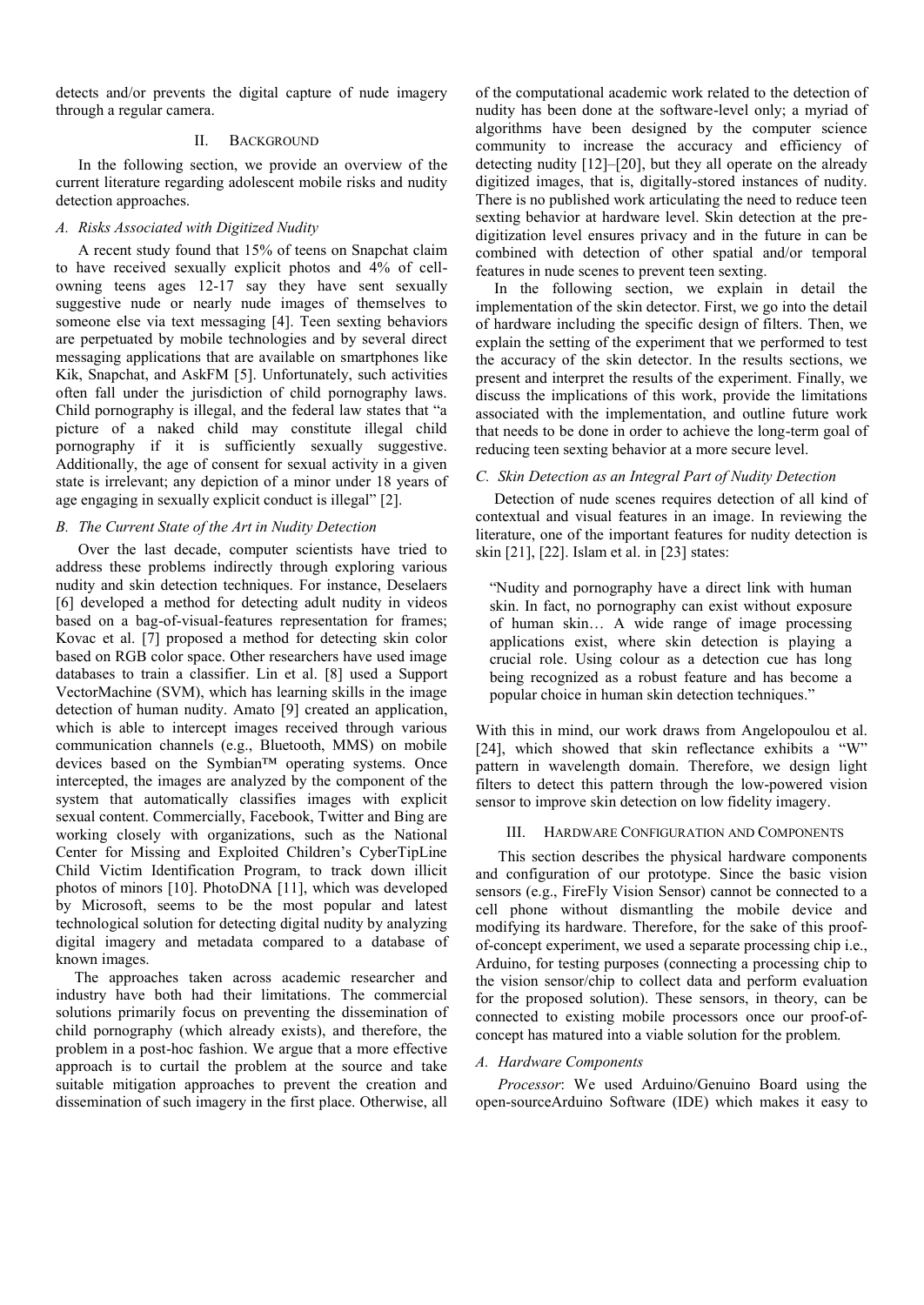detects and/or prevents the digital capture of nude imagery through a regular camera.

## II. Background

In the following section, we provide an overview of the current literature regarding adolescent mobile risks and nudity detection approaches.

### A. Risks Associated with Digitized Nudity

A recent study found that 15% of teens on Snapchat claim to have received sexually explicit photos and 4% of cell-owning teens ages 12-17 say they have sent sexually suggestive nude or nearly nude images of themselves to someone else via text messaging [4]. Teen sexting behaviors are perpetuated by mobile technologies and by several direct messaging applications that are available on smartphones like Kik, Snapchat, and AskFM [5]. Unfortunately, such activities often fall under the jurisdiction of child pornography laws. Child pornography is illegal, and the federal law states that "a picture of a naked child may constitute illegal child pornography if it is sufficiently sexually suggestive. Additionally, the age of consent for sexual activity in a given state is irrelevant; any depiction of a minor under 18 years of age engaging in sexually explicit conduct is illegal" [2].

### B. The Current State of the Art in Nudity Detection

Over the last decade, computer scientists have tried to address these problems indirectly through exploring various nudity and skin detection techniques. For instance, Deselaers [6] developed a method for detecting adult nudity in videos based on a bag-of-visual-features representation for frames; Kovac et al. [7] proposed a method for detecting skin color based on RGB color space. Other researchers have used image databases to train a classifier. Lin et al. [8] used a Support VectorMachine (SVM), which has learning skills in the image detection of human nudity. Amato [9] created an application, which is able to intercept images received through various communication channels (e.g., Bluetooth, MMS) on mobile devices based on the Symbian™ operating systems. Once intercepted, the images are analyzed by the component of the system that automatically classifies images with explicit sexual content. Commercially, Facebook, Twitter and Bing are working closely with organizations, such as the National Center for Missing and Exploited Children's CyberTipLine Child Victim Identification Program, to track down illicit photos of minors [10]. PhotoDNA [11], which was developed by Microsoft, seems to be the most popular and latest technological solution for detecting digital nudity by analyzing digital imagery and metadata compared to a database of known images.

The approaches taken across academic researcher and industry have both had their limitations. The commercial solutions primarily focus on preventing the dissemination of child pornography (which already exists), and therefore, the problem in a post-hoc fashion. We argue that a more effective approach is to curtail the problem at the source and take suitable mitigation approaches to prevent the creation and dissemination of such imagery in the first place. Otherwise, all of the computational academic work related to the detection of nudity has been done at the software-level only; a myriad of algorithms have been designed by the computer science community to increase the accuracy and efficiency of detecting nudity [12]–[20], but they all operate on the already digitized images, that is, digitally-stored instances of nudity. There is no published work articulating the need to reduce teen sexting behavior at hardware level. Skin detection at the pre-digitization level ensures privacy and in the future in can be combined with detection of other spatial and/or temporal features in nude scenes to prevent teen sexting.

In the following section, we explain in detail the implementation of the skin detector. First, we go into the detail of hardware including the specific design of filters. Then, we explain the setting of the experiment that we performed to test the accuracy of the skin detector. In the results sections, we present and interpret the results of the experiment. Finally, we discuss the implications of this work, provide the limitations associated with the implementation, and outline future work that needs to be done in order to achieve the long-term goal of reducing teen sexting behavior at a more secure level.

### C. Skin Detection as an Integral Part of Nudity Detection

Detection of nude scenes requires detection of all kind of contextual and visual features in an image. In reviewing the literature, one of the important features for nudity detection is skin [21], [22]. Islam et al. in [23] states:

> "Nudity and pornography have a direct link with human skin. In fact, no pornography can exist without exposure of human skin… A wide range of image processing applications exist, where skin detection is playing a crucial role. Using colour as a detection cue has long being recognized as a robust feature and has become a popular choice in human skin detection techniques."

With this in mind, our work draws from Angelopoulou et al. [24], which showed that skin reflectance exhibits a "W" pattern in wavelength domain. Therefore, we design light filters to detect this pattern through the low-powered vision sensor to improve skin detection on low fidelity imagery.

## III. Hardware Configuration and Components

This section describes the physical hardware components and configuration of our prototype. Since the basic vision sensors (e.g., FireFly Vision Sensor) cannot be connected to a cell phone without dismantling the mobile device and modifying its hardware. Therefore, for the sake of this proof-of-concept experiment, we used a separate processing chip i.e., Arduino, for testing purposes (connecting a processing chip to the vision sensor/chip to collect data and perform evaluation for the proposed solution). These sensors, in theory, can be connected to existing mobile processors once our proof-of-concept has matured into a viable solution for the problem.

### A. Hardware Components

*Processor*: We used Arduino/Genuino Board using the open-sourceArduino Software (IDE) which makes it easy to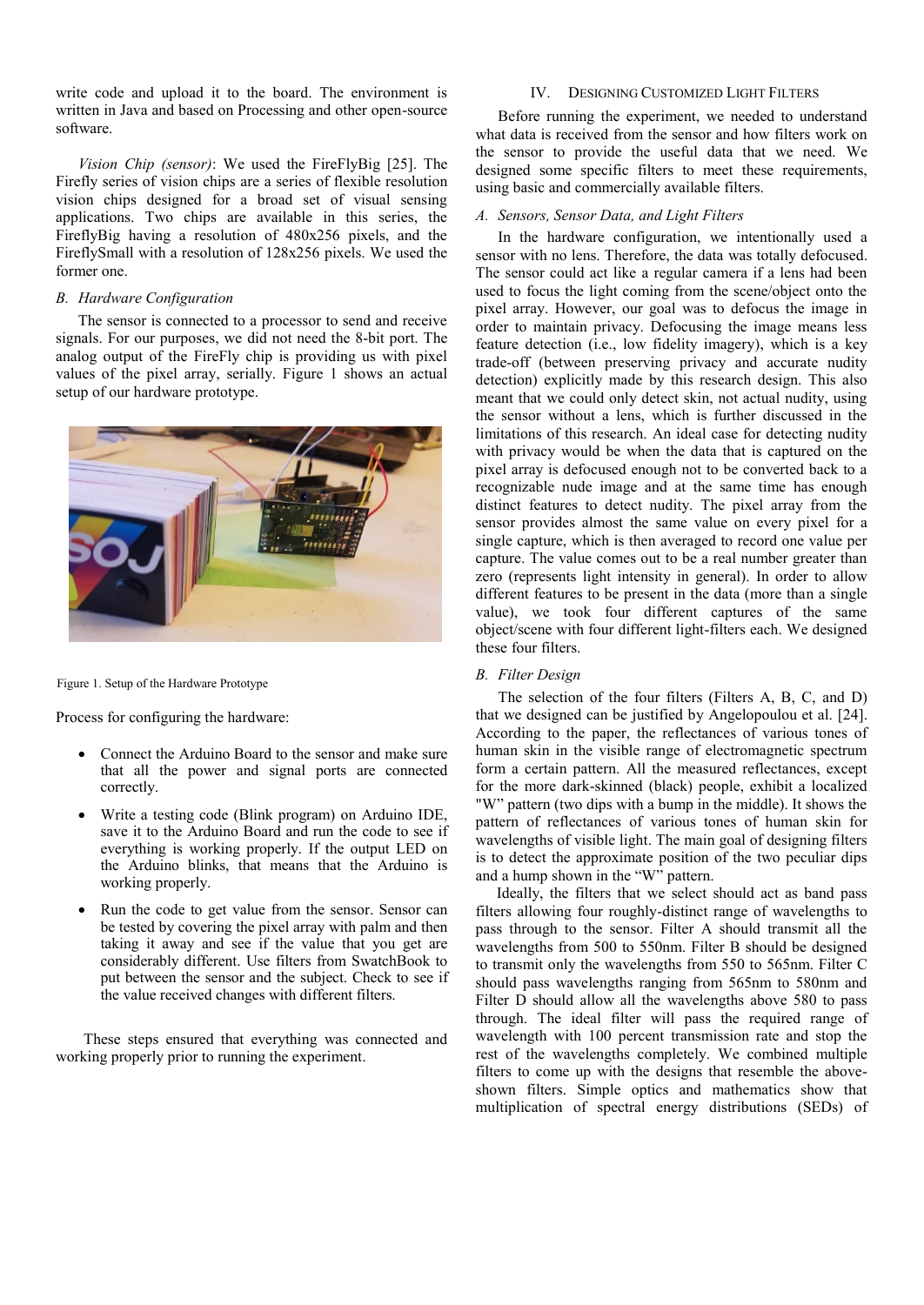write code and upload it to the board. The environment is written in Java and based on Processing and other open-source software.

*Vision Chip (sensor)*: We used the FireFlyBig [25]. The Firefly series of vision chips are a series of flexible resolution vision chips designed for a broad set of visual sensing applications. Two chips are available in this series, the FireflyBig having a resolution of 480x256 pixels, and the FireflySmall with a resolution of 128x256 pixels. We used the former one.

### B. Hardware Configuration

The sensor is connected to a processor to send and receive signals. For our purposes, we did not need the 8-bit port. The analog output of the FireFly chip is providing us with pixel values of the pixel array, serially. Figure 1 shows an actual setup of our hardware prototype.

Figure 1. Setup of the Hardware Prototype

Process for configuring the hardware:

- Connect the Arduino Board to the sensor and make sure that all the power and signal ports are connected correctly.
- Write a testing code (Blink program) on Arduino IDE, save it to the Arduino Board and run the code to see if everything is working properly. If the output LED on the Arduino blinks, that means that the Arduino is working properly.
- Run the code to get value from the sensor. Sensor can be tested by covering the pixel array with palm and then taking it away and see if the value that you get are considerably different. Use filters from SwatchBook to put between the sensor and the subject. Check to see if the value received changes with different filters.

These steps ensured that everything was connected and working properly prior to running the experiment.

## IV. Designing Customized Light Filters

Before running the experiment, we needed to understand what data is received from the sensor and how filters work on the sensor to provide the useful data that we need. We designed some specific filters to meet these requirements, using basic and commercially available filters.

### A. Sensors, Sensor Data, and Light Filters

In the hardware configuration, we intentionally used a sensor with no lens. Therefore, the data was totally defocused. The sensor could act like a regular camera if a lens had been used to focus the light coming from the scene/object onto the pixel array. However, our goal was to defocus the image in order to maintain privacy. Defocusing the image means less feature detection (i.e., low fidelity imagery), which is a key trade-off (between preserving privacy and accurate nudity detection) explicitly made by this research design. This also meant that we could only detect skin, not actual nudity, using the sensor without a lens, which is further discussed in the limitations of this research. An ideal case for detecting nudity with privacy would be when the data that is captured on the pixel array is defocused enough not to be converted back to a recognizable nude image and at the same time has enough distinct features to detect nudity. The pixel array from the sensor provides almost the same value on every pixel for a single capture, which is then averaged to record one value per capture. The value comes out to be a real number greater than zero (represents light intensity in general). In order to allow different features to be present in the data (more than a single value), we took four different captures of the same object/scene with four different light-filters each. We designed these four filters.

### B. Filter Design

The selection of the four filters (Filters A, B, C, and D) that we designed can be justified by Angelopoulou et al. [24]. According to the paper, the reflectances of various tones of human skin in the visible range of electromagnetic spectrum form a certain pattern. All the measured reflectances, except for the more dark-skinned (black) people, exhibit a localized "W" pattern (two dips with a bump in the middle). It shows the pattern of reflectances of various tones of human skin for wavelengths of visible light. The main goal of designing filters is to detect the approximate position of the two peculiar dips and a hump shown in the "W" pattern.

Ideally, the filters that we select should act as band pass filters allowing four roughly-distinct range of wavelengths to pass through to the sensor. Filter A should transmit all the wavelengths from 500 to 550nm. Filter B should be designed to transmit only the wavelengths from 550 to 565nm. Filter C should pass wavelengths ranging from 565nm to 580nm and Filter D should allow all the wavelengths above 580 to pass through. The ideal filter will pass the required range of wavelength with 100 percent transmission rate and stop the rest of the wavelengths completely. We combined multiple filters to come up with the designs that resemble the above-shown filters. Simple optics and mathematics show that multiplication of spectral energy distributions (SEDs) of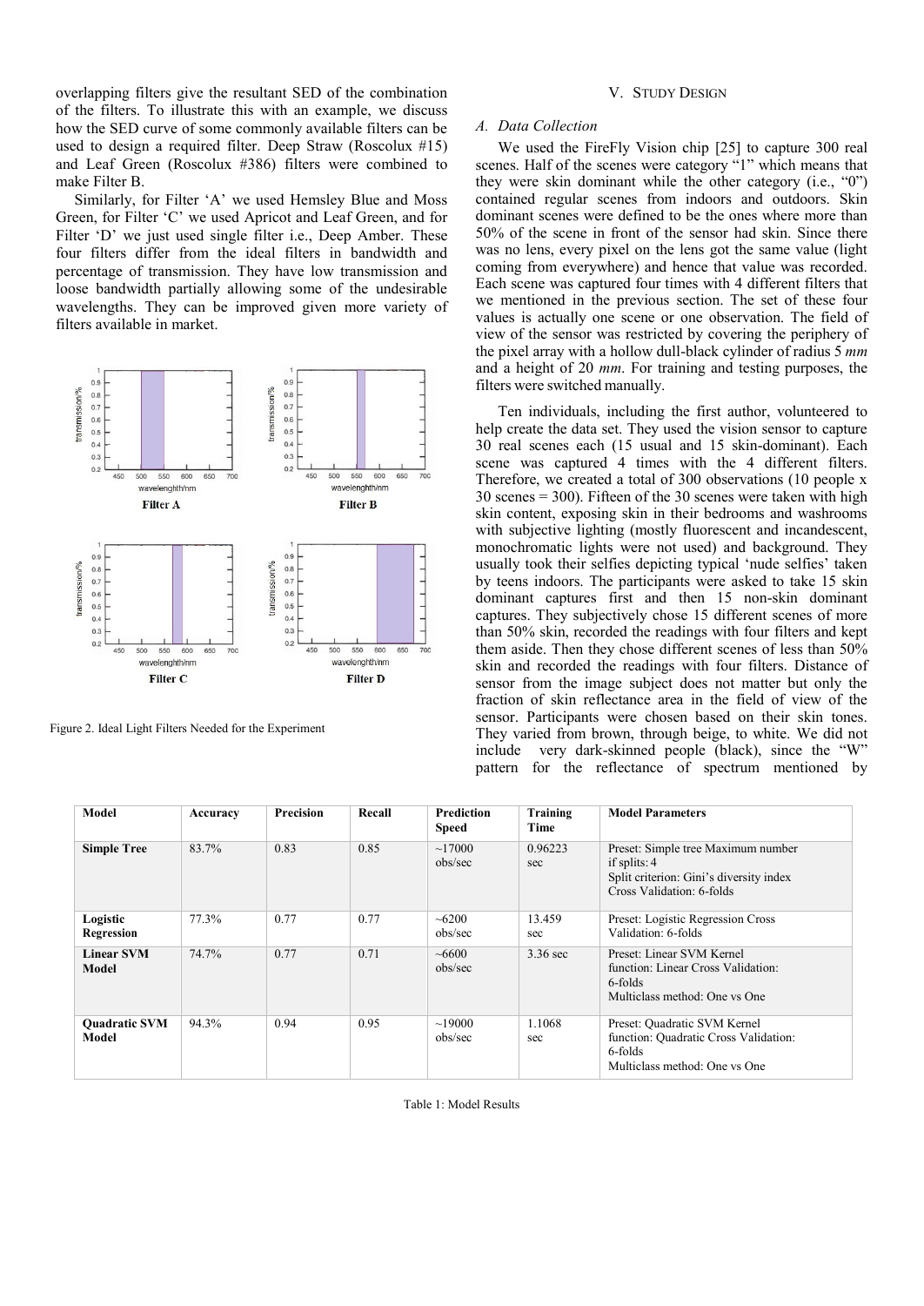overlapping filters give the resultant SED of the combination of the filters. To illustrate this with an example, we discuss how the SED curve of some commonly available filters can be used to design a required filter. Deep Straw (Roscolux #15) and Leaf Green (Roscolux #386) filters were combined to make Filter B.

Similarly, for Filter 'A' we used Hemsley Blue and Moss Green, for Filter 'C' we used Apricot and Leaf Green, and for Filter 'D' we just used single filter i.e., Deep Amber. These four filters differ from the ideal filters in bandwidth and percentage of transmission. They have low transmission and loose bandwidth partially allowing some of the undesirable wavelengths. They can be improved given more variety of filters available in market.

Figure 2. Ideal Light Filters Needed for the Experiment

## V. Study Design

### A. Data Collection

We used the FireFly Vision chip [25] to capture 300 real scenes. Half of the scenes were category "1" which means that they were skin dominant while the other category (i.e., "0") contained regular scenes from indoors and outdoors. Skin dominant scenes were defined to be the ones where more than 50% of the scene in front of the sensor had skin. Since there was no lens, every pixel on the lens got the same value (light coming from everywhere) and hence that value was recorded. Each scene was captured four times with 4 different filters that we mentioned in the previous section. The set of these four values is actually one scene or one observation. The field of view of the sensor was restricted by covering the periphery of the pixel array with a hollow dull-black cylinder of radius 5 *mm* and a height of 20 *mm*. For training and testing purposes, the filters were switched manually.

Ten individuals, including the first author, volunteered to help create the data set. They used the vision sensor to capture 30 real scenes each (15 usual and 15 skin-dominant). Each scene was captured 4 times with the 4 different filters. Therefore, we created a total of 300 observations (10 people x 30 scenes = 300). Fifteen of the 30 scenes were taken with high skin content, exposing skin in their bedrooms and washrooms with subjective lighting (mostly fluorescent and incandescent, monochromatic lights were not used) and background. They usually took their selfies depicting typical 'nude selfies' taken by teens indoors. The participants were asked to take 15 skin dominant captures first and then 15 non-skin dominant captures. They subjectively chose 15 different scenes of more than 50% skin, recorded the readings with four filters and kept them aside. Then they chose different scenes of less than 50% skin and recorded the readings with four filters. Distance of sensor from the image subject does not matter but only the fraction of skin reflectance area in the field of view of the sensor. Participants were chosen based on their skin tones. They varied from brown, through beige, to white. We did not include very dark-skinned people (black), since the "W" pattern for the reflectance of spectrum mentioned by

| Model | Accuracy | Precision | Recall | Prediction Speed | Training Time | Model Parameters |
|---|---|---|---|---|---|---|
| **Simple Tree** | 83.7% | 0.83 | 0.85 | ~17000 obs/sec | 0.96223 sec | Preset: Simple tree Maximum number if splits: 4<br>Split criterion: Gini's diversity index<br>Cross Validation: 6-folds |
| **Logistic Regression** | 77.3% | 0.77 | 0.77 | ~6200 obs/sec | 13.459 sec | Preset: Logistic Regression Cross Validation: 6-folds |
| **Linear SVM Model** | 74.7% | 0.77 | 0.71 | ~6600 obs/sec | 3.36 sec | Preset: Linear SVM Kernel function: Linear Cross Validation: 6-folds<br>Multiclass method: One vs One |
| **Quadratic SVM Model** | 94.3% | 0.94 | 0.95 | ~19000 obs/sec | 1.1068 sec | Preset: Quadratic SVM Kernel function: Quadratic Cross Validation: 6-folds<br>Multiclass method: One vs One |

Table 1: Model Results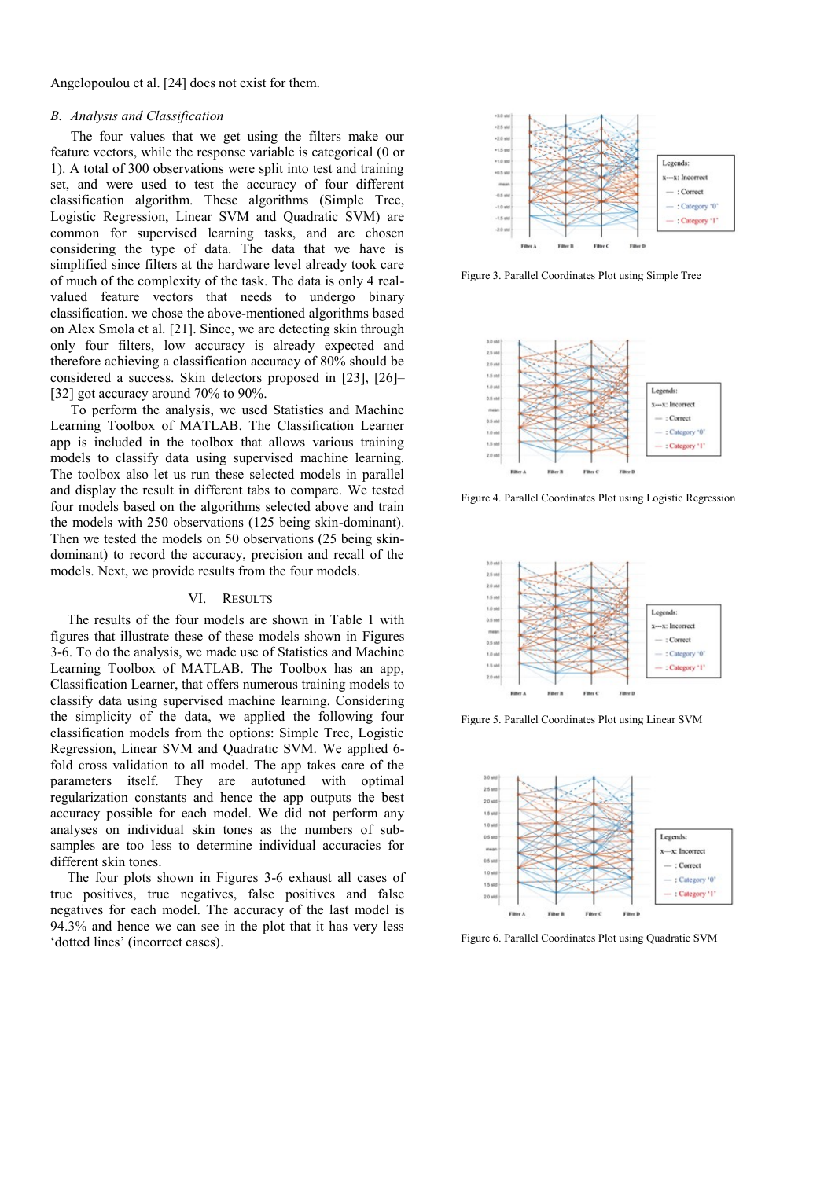Angelopoulou et al. [24] does not exist for them.

### *B. Analysis and Classification*

The four values that we get using the filters make our feature vectors, while the response variable is categorical (0 or 1). A total of 300 observations were split into test and training set, and were used to test the accuracy of four different classification algorithm. These algorithms (Simple Tree, Logistic Regression, Linear SVM and Quadratic SVM) are common for supervised learning tasks, and are chosen considering the type of data. The data that we have is simplified since filters at the hardware level already took care of much of the complexity of the task. The data is only 4 real-valued feature vectors that needs to undergo binary classification. we chose the above-mentioned algorithms based on Alex Smola et al. [21]. Since, we are detecting skin through only four filters, low accuracy is already expected and therefore achieving a classification accuracy of 80% should be considered a success. Skin detectors proposed in [23], [26]–[32] got accuracy around 70% to 90%.

To perform the analysis, we used Statistics and Machine Learning Toolbox of MATLAB. The Classification Learner app is included in the toolbox that allows various training models to classify data using supervised machine learning. The toolbox also let us run these selected models in parallel and display the result in different tabs to compare. We tested four models based on the algorithms selected above and train the models with 250 observations (125 being skin-dominant). Then we tested the models on 50 observations (25 being skin-dominant) to record the accuracy, precision and recall of the models. Next, we provide results from the four models.

## VI. Results

The results of the four models are shown in Table 1 with figures that illustrate these of these models shown in Figures 3-6. To do the analysis, we made use of Statistics and Machine Learning Toolbox of MATLAB. The Toolbox has an app, Classification Learner, that offers numerous training models to classify data using supervised machine learning. Considering the simplicity of the data, we applied the following four classification models from the options: Simple Tree, Logistic Regression, Linear SVM and Quadratic SVM. We applied 6-fold cross validation to all model. The app takes care of the parameters itself. They are autotuned with optimal regularization constants and hence the app outputs the best accuracy possible for each model. We did not perform any analyses on individual skin tones as the numbers of sub-samples are too less to determine individual accuracies for different skin tones.

The four plots shown in Figures 3-6 exhaust all cases of true positives, true negatives, false positives and false negatives for each model. The accuracy of the last model is 94.3% and hence we can see in the plot that it has very less 'dotted lines' (incorrect cases).

Figure 3. Parallel Coordinates Plot using Simple Tree

Figure 4. Parallel Coordinates Plot using Logistic Regression

Figure 5. Parallel Coordinates Plot using Linear SVM

Figure 6. Parallel Coordinates Plot using Quadratic SVM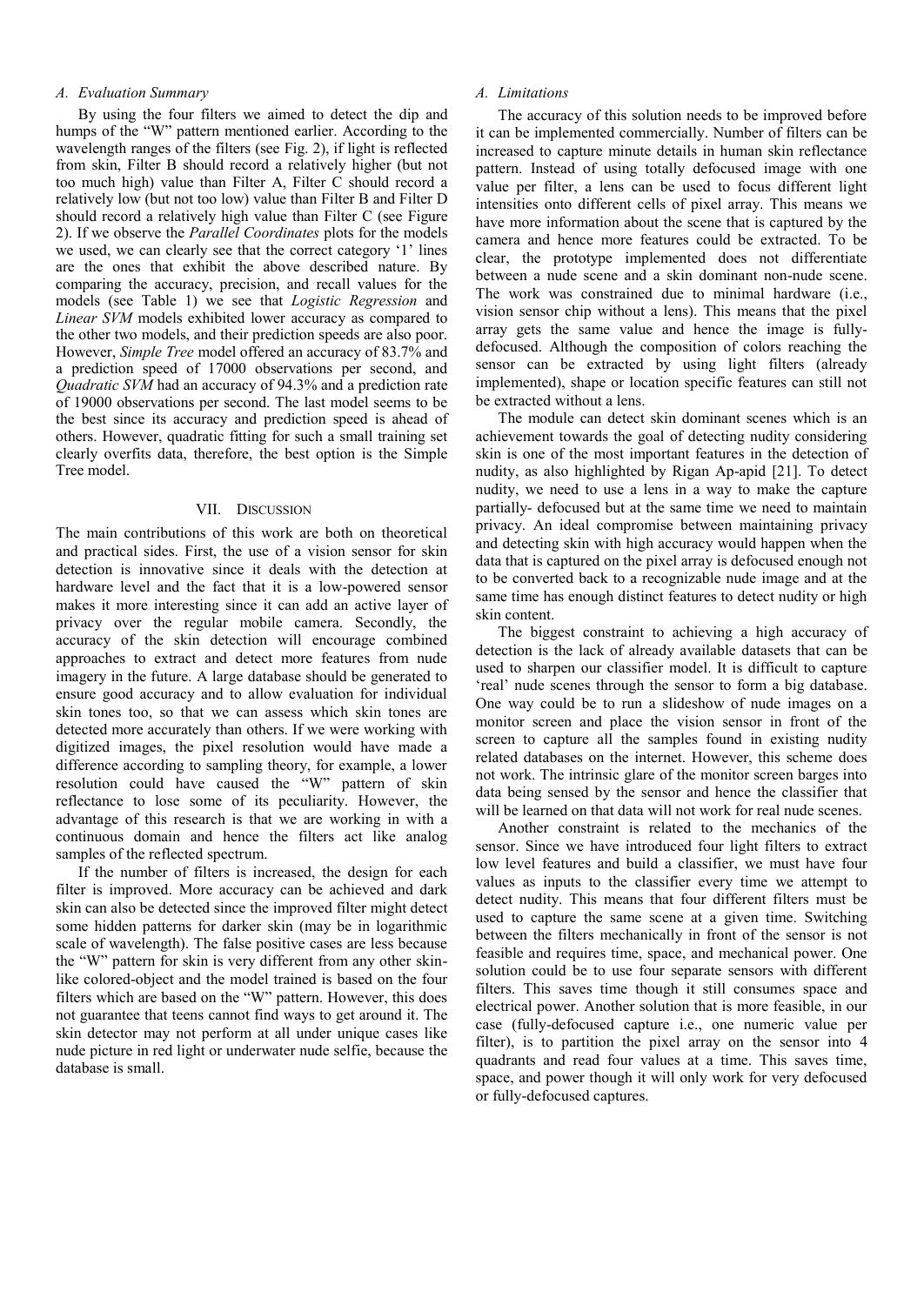### A. Evaluation Summary

By using the four filters we aimed to detect the dip and humps of the "W" pattern mentioned earlier. According to the wavelength ranges of the filters (see Fig. 2), if light is reflected from skin, Filter B should record a relatively higher (but not too much high) value than Filter A, Filter C should record a relatively low (but not too low) value than Filter B and Filter D should record a relatively high value than Filter C (see Figure 2). If we observe the *Parallel Coordinates* plots for the models we used, we can clearly see that the correct category '1' lines are the ones that exhibit the above described nature. By comparing the accuracy, precision, and recall values for the models (see Table 1) we see that *Logistic Regression* and *Linear SVM* models exhibited lower accuracy as compared to the other two models, and their prediction speeds are also poor. However, *Simple Tree* model offered an accuracy of 83.7% and a prediction speed of 17000 observations per second, and *Quadratic SVM* had an accuracy of 94.3% and a prediction rate of 19000 observations per second. The last model seems to be the best since its accuracy and prediction speed is ahead of others. However, quadratic fitting for such a small training set clearly overfits data, therefore, the best option is the Simple Tree model.

## VII. Discussion

The main contributions of this work are both on theoretical and practical sides. First, the use of a vision sensor for skin detection is innovative since it deals with the detection at hardware level and the fact that it is a low-powered sensor makes it more interesting since it can add an active layer of privacy over the regular mobile camera. Secondly, the accuracy of the skin detection will encourage combined approaches to extract and detect more features from nude imagery in the future. A large database should be generated to ensure good accuracy and to allow evaluation for individual skin tones too, so that we can assess which skin tones are detected more accurately than others. If we were working with digitized images, the pixel resolution would have made a difference according to sampling theory, for example, a lower resolution could have caused the "W" pattern of skin reflectance to lose some of its peculiarity. However, the advantage of this research is that we are working in with a continuous domain and hence the filters act like analog samples of the reflected spectrum.

If the number of filters is increased, the design for each filter is improved. More accuracy can be achieved and dark skin can also be detected since the improved filter might detect some hidden patterns for darker skin (may be in logarithmic scale of wavelength). The false positive cases are less because the "W" pattern for skin is very different from any other skin-like colored-object and the model trained is based on the four filters which are based on the "W" pattern. However, this does not guarantee that teens cannot find ways to get around it. The skin detector may not perform at all under unique cases like nude picture in red light or underwater nude selfie, because the database is small.

### A. Limitations

The accuracy of this solution needs to be improved before it can be implemented commercially. Number of filters can be increased to capture minute details in human skin reflectance pattern. Instead of using totally defocused image with one value per filter, a lens can be used to focus different light intensities onto different cells of pixel array. This means we have more information about the scene that is captured by the camera and hence more features could be extracted. To be clear, the prototype implemented does not differentiate between a nude scene and a skin dominant non-nude scene. The work was constrained due to minimal hardware (i.e., vision sensor chip without a lens). This means that the pixel array gets the same value and hence the image is fully-defocused. Although the composition of colors reaching the sensor can be extracted by using light filters (already implemented), shape or location specific features can still not be extracted without a lens.

The module can detect skin dominant scenes which is an achievement towards the goal of detecting nudity considering skin is one of the most important features in the detection of nudity, as also highlighted by Rigan Ap-apid [21]. To detect nudity, we need to use a lens in a way to make the capture partially- defocused but at the same time we need to maintain privacy. An ideal compromise between maintaining privacy and detecting skin with high accuracy would happen when the data that is captured on the pixel array is defocused enough not to be converted back to a recognizable nude image and at the same time has enough distinct features to detect nudity or high skin content.

The biggest constraint to achieving a high accuracy of detection is the lack of already available datasets that can be used to sharpen our classifier model. It is difficult to capture 'real' nude scenes through the sensor to form a big database. One way could be to run a slideshow of nude images on a monitor screen and place the vision sensor in front of the screen to capture all the samples found in existing nudity related databases on the internet. However, this scheme does not work. The intrinsic glare of the monitor screen barges into data being sensed by the sensor and hence the classifier that will be learned on that data will not work for real nude scenes.

Another constraint is related to the mechanics of the sensor. Since we have introduced four light filters to extract low level features and build a classifier, we must have four values as inputs to the classifier every time we attempt to detect nudity. This means that four different filters must be used to capture the same scene at a given time. Switching between the filters mechanically in front of the sensor is not feasible and requires time, space, and mechanical power. One solution could be to use four separate sensors with different filters. This saves time though it still consumes space and electrical power. Another solution that is more feasible, in our case (fully-defocused capture i.e., one numeric value per filter), is to partition the pixel array on the sensor into 4 quadrants and read four values at a time. This saves time, space, and power though it will only work for very defocused or fully-defocused captures.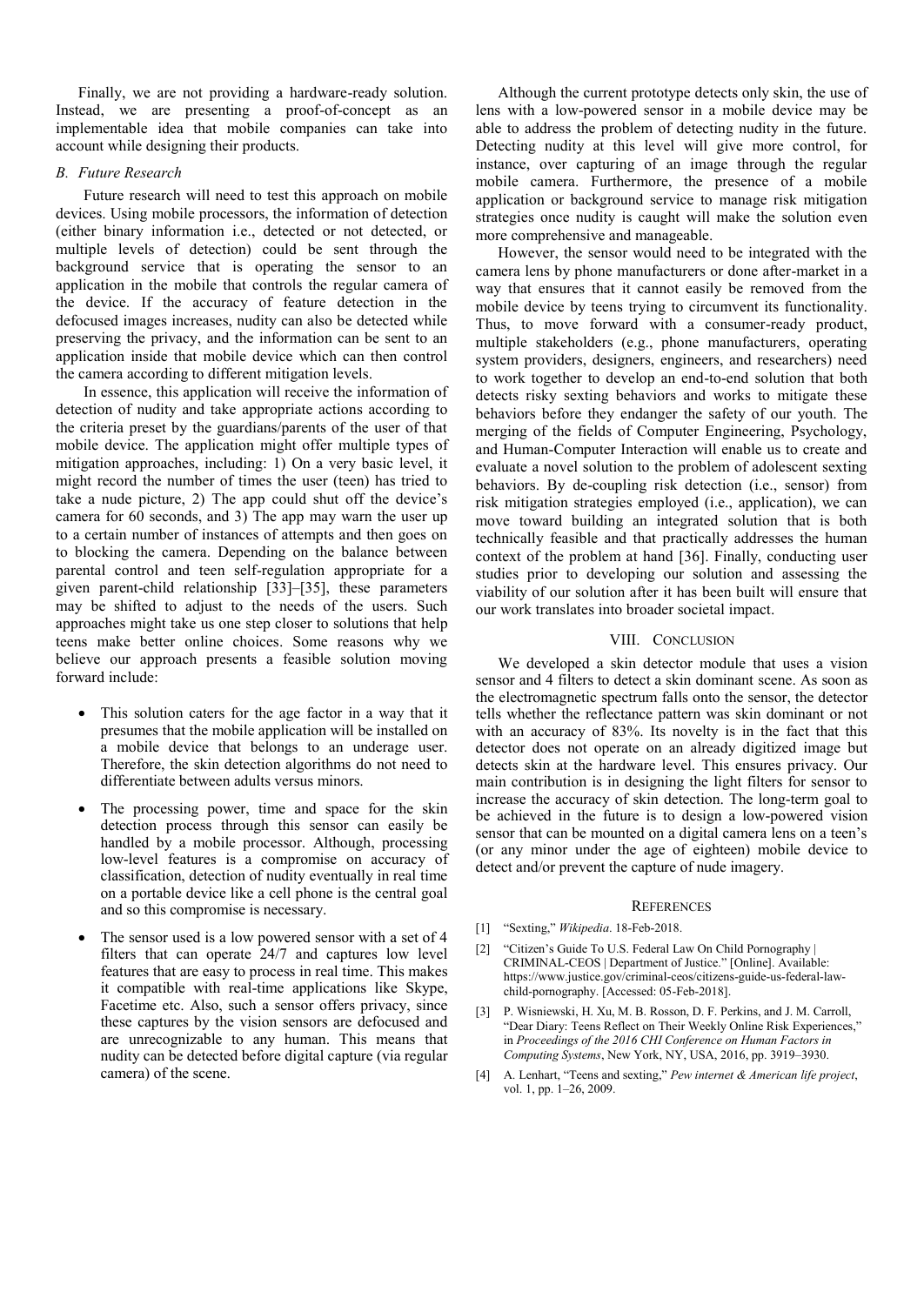Finally, we are not providing a hardware-ready solution. Instead, we are presenting a proof-of-concept as an implementable idea that mobile companies can take into account while designing their products.

### *B. Future Research*

Future research will need to test this approach on mobile devices. Using mobile processors, the information of detection (either binary information i.e., detected or not detected, or multiple levels of detection) could be sent through the background service that is operating the sensor to an application in the mobile that controls the regular camera of the device. If the accuracy of feature detection in the defocused images increases, nudity can also be detected while preserving the privacy, and the information can be sent to an application inside that mobile device which can then control the camera according to different mitigation levels.

In essence, this application will receive the information of detection of nudity and take appropriate actions according to the criteria preset by the guardians/parents of the user of that mobile device. The application might offer multiple types of mitigation approaches, including: 1) On a very basic level, it might record the number of times the user (teen) has tried to take a nude picture, 2) The app could shut off the device's camera for 60 seconds, and 3) The app may warn the user up to a certain number of instances of attempts and then goes on to blocking the camera. Depending on the balance between parental control and teen self-regulation appropriate for a given parent-child relationship [33]–[35], these parameters may be shifted to adjust to the needs of the users. Such approaches might take us one step closer to solutions that help teens make better online choices. Some reasons why we believe our approach presents a feasible solution moving forward include:

- This solution caters for the age factor in a way that it presumes that the mobile application will be installed on a mobile device that belongs to an underage user. Therefore, the skin detection algorithms do not need to differentiate between adults versus minors.
- The processing power, time and space for the skin detection process through this sensor can easily be handled by a mobile processor. Although, processing low-level features is a compromise on accuracy of classification, detection of nudity eventually in real time on a portable device like a cell phone is the central goal and so this compromise is necessary.
- The sensor used is a low powered sensor with a set of 4 filters that can operate 24/7 and captures low level features that are easy to process in real time. This makes it compatible with real-time applications like Skype, Facetime etc. Also, such a sensor offers privacy, since these captures by the vision sensors are defocused and are unrecognizable to any human. This means that nudity can be detected before digital capture (via regular camera) of the scene.

Although the current prototype detects only skin, the use of lens with a low-powered sensor in a mobile device may be able to address the problem of detecting nudity in the future. Detecting nudity at this level will give more control, for instance, over capturing of an image through the regular mobile camera. Furthermore, the presence of a mobile application or background service to manage risk mitigation strategies once nudity is caught will make the solution even more comprehensive and manageable.

However, the sensor would need to be integrated with the camera lens by phone manufacturers or done after-market in a way that ensures that it cannot easily be removed from the mobile device by teens trying to circumvent its functionality. Thus, to move forward with a consumer-ready product, multiple stakeholders (e.g., phone manufacturers, operating system providers, designers, engineers, and researchers) need to work together to develop an end-to-end solution that both detects risky sexting behaviors and works to mitigate these behaviors before they endanger the safety of our youth. The merging of the fields of Computer Engineering, Psychology, and Human-Computer Interaction will enable us to create and evaluate a novel solution to the problem of adolescent sexting behaviors. By de-coupling risk detection (i.e., sensor) from risk mitigation strategies employed (i.e., application), we can move toward building an integrated solution that is both technically feasible and that practically addresses the human context of the problem at hand [36]. Finally, conducting user studies prior to developing our solution and assessing the viability of our solution after it has been built will ensure that our work translates into broader societal impact.

## VIII. Conclusion

We developed a skin detector module that uses a vision sensor and 4 filters to detect a skin dominant scene. As soon as the electromagnetic spectrum falls onto the sensor, the detector tells whether the reflectance pattern was skin dominant or not with an accuracy of 83%. Its novelty is in the fact that this detector does not operate on an already digitized image but detects skin at the hardware level. This ensures privacy. Our main contribution is in designing the light filters for sensor to increase the accuracy of skin detection. The long-term goal to be achieved in the future is to design a low-powered vision sensor that can be mounted on a digital camera lens on a teen's (or any minor under the age of eighteen) mobile device to detect and/or prevent the capture of nude imagery.

## References

[1] "Sexting," *Wikipedia*. 18-Feb-2018.

[2] "Citizen's Guide To U.S. Federal Law On Child Pornography | CRIMINAL-CEOS | Department of Justice." [Online]. Available: https://www.justice.gov/criminal-ceos/citizens-guide-us-federal-law-child-pornography. [Accessed: 05-Feb-2018].

[3] P. Wisniewski, H. Xu, M. B. Rosson, D. F. Perkins, and J. M. Carroll, "Dear Diary: Teens Reflect on Their Weekly Online Risk Experiences," in *Proceedings of the 2016 CHI Conference on Human Factors in Computing Systems*, New York, NY, USA, 2016, pp. 3919–3930.

[4] A. Lenhart, "Teens and sexting," *Pew internet & American life project*, vol. 1, pp. 1–26, 2009.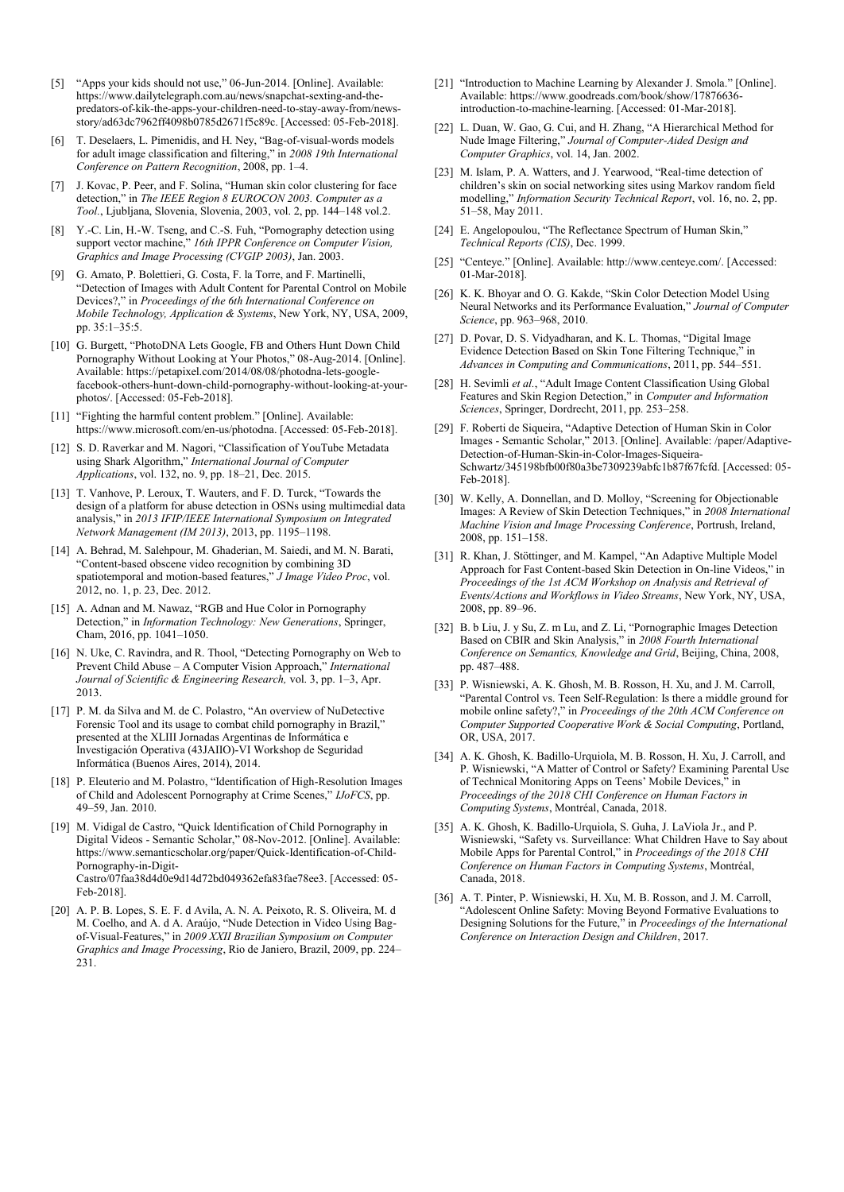[5] "Apps your kids should not use," 06-Jun-2014. [Online]. Available: https://www.dailytelegraph.com.au/news/snapchat-sexting-and-the-predators-of-kik-the-apps-your-children-need-to-stay-away-from/news-story/ad63dc7962ff4098b0785d2671f5c89c. [Accessed: 05-Feb-2018].

[6] T. Deselaers, L. Pimenidis, and H. Ney, "Bag-of-visual-words models for adult image classification and filtering," in *2008 19th International Conference on Pattern Recognition*, 2008, pp. 1–4.

[7] J. Kovac, P. Peer, and F. Solina, "Human skin color clustering for face detection," in *The IEEE Region 8 EUROCON 2003. Computer as a Tool.*, Ljubljana, Slovenia, Slovenia, 2003, vol. 2, pp. 144–148 vol.2.

[8] Y.-C. Lin, H.-W. Tseng, and C.-S. Fuh, "Pornography detection using support vector machine," *16th IPPR Conference on Computer Vision, Graphics and Image Processing (CVGIP 2003)*, Jan. 2003.

[9] G. Amato, P. Bolettieri, G. Costa, F. la Torre, and F. Martinelli, "Detection of Images with Adult Content for Parental Control on Mobile Devices?," in *Proceedings of the 6th International Conference on Mobile Technology, Application & Systems*, New York, NY, USA, 2009, pp. 35:1–35:5.

[10] G. Burgett, "PhotoDNA Lets Google, FB and Others Hunt Down Child Pornography Without Looking at Your Photos," 08-Aug-2014. [Online]. Available: https://petapixel.com/2014/08/08/photodna-lets-google-facebook-others-hunt-down-child-pornography-without-looking-at-your-photos/. [Accessed: 05-Feb-2018].

[11] "Fighting the harmful content problem." [Online]. Available: https://www.microsoft.com/en-us/photodna. [Accessed: 05-Feb-2018].

[12] S. D. Raverkar and M. Nagori, "Classification of YouTube Metadata using Shark Algorithm," *International Journal of Computer Applications*, vol. 132, no. 9, pp. 18–21, Dec. 2015.

[13] T. Vanhove, P. Leroux, T. Wauters, and F. D. Turck, "Towards the design of a platform for abuse detection in OSNs using multimedial data analysis," in *2013 IFIP/IEEE International Symposium on Integrated Network Management (IM 2013)*, 2013, pp. 1195–1198.

[14] A. Behrad, M. Salehpour, M. Ghaderian, M. Saiedi, and M. N. Barati, "Content-based obscene video recognition by combining 3D spatiotemporal and motion-based features," *J Image Video Proc*, vol. 2012, no. 1, p. 23, Dec. 2012.

[15] A. Adnan and M. Nawaz, "RGB and Hue Color in Pornography Detection," in *Information Technology: New Generations*, Springer, Cham, 2016, pp. 1041–1050.

[16] N. Uke, C. Ravindra, and R. Thool, "Detecting Pornography on Web to Prevent Child Abuse – A Computer Vision Approach," *International Journal of Scientific & Engineering Research,* vol. 3, pp. 1–3, Apr. 2013.

[17] P. M. da Silva and M. de C. Polastro, "An overview of NuDetective Forensic Tool and its usage to combat child pornography in Brazil," presented at the XLIII Jornadas Argentinas de Informática e Investigación Operativa (43JAIIO)-VI Workshop de Seguridad Informática (Buenos Aires, 2014), 2014.

[18] P. Eleuterio and M. Polastro, "Identification of High-Resolution Images of Child and Adolescent Pornography at Crime Scenes," *IJoFCS*, pp. 49–59, Jan. 2010.

[19] M. Vidigal de Castro, "Quick Identification of Child Pornography in Digital Videos - Semantic Scholar," 08-Nov-2012. [Online]. Available: https://www.semanticscholar.org/paper/Quick-Identification-of-Child-Pornography-in-Digit-Castro/07faa38d4d0e9d14d72bd049362efa83fae78ee3. [Accessed: 05-Feb-2018].

[20] A. P. B. Lopes, S. E. F. d Avila, A. N. A. Peixoto, R. S. Oliveira, M. d M. Coelho, and A. d A. Araújo, "Nude Detection in Video Using Bag-of-Visual-Features," in *2009 XXII Brazilian Symposium on Computer Graphics and Image Processing*, Rio de Janiero, Brazil, 2009, pp. 224–231.

[21] "Introduction to Machine Learning by Alexander J. Smola." [Online]. Available: https://www.goodreads.com/book/show/17876636-introduction-to-machine-learning. [Accessed: 01-Mar-2018].

[22] L. Duan, W. Gao, G. Cui, and H. Zhang, "A Hierarchical Method for Nude Image Filtering," *Journal of Computer-Aided Design and Computer Graphics*, vol. 14, Jan. 2002.

[23] M. Islam, P. A. Watters, and J. Yearwood, "Real-time detection of children's skin on social networking sites using Markov random field modelling," *Information Security Technical Report*, vol. 16, no. 2, pp. 51–58, May 2011.

[24] E. Angelopoulou, "The Reflectance Spectrum of Human Skin," *Technical Reports (CIS)*, Dec. 1999.

[25] "Centeye." [Online]. Available: http://www.centeye.com/. [Accessed: 01-Mar-2018].

[26] K. K. Bhoyar and O. G. Kakde, "Skin Color Detection Model Using Neural Networks and its Performance Evaluation," *Journal of Computer Science*, pp. 963–968, 2010.

[27] D. Povar, D. S. Vidyadharan, and K. L. Thomas, "Digital Image Evidence Detection Based on Skin Tone Filtering Technique," in *Advances in Computing and Communications*, 2011, pp. 544–551.

[28] H. Sevimli *et al.*, "Adult Image Content Classification Using Global Features and Skin Region Detection," in *Computer and Information Sciences*, Springer, Dordrecht, 2011, pp. 253–258.

[29] F. Roberti de Siqueira, "Adaptive Detection of Human Skin in Color Images - Semantic Scholar," 2013. [Online]. Available: /paper/Adaptive-Detection-of-Human-Skin-in-Color-Images-Siqueira-Schwartz/345198bfb00f80a3be7309239abfc1b87f67fcfd. [Accessed: 05-Feb-2018].

[30] W. Kelly, A. Donnellan, and D. Molloy, "Screening for Objectionable Images: A Review of Skin Detection Techniques," in *2008 International Machine Vision and Image Processing Conference*, Portrush, Ireland, 2008, pp. 151–158.

[31] R. Khan, J. Stöttinger, and M. Kampel, "An Adaptive Multiple Model Approach for Fast Content-based Skin Detection in On-line Videos," in *Proceedings of the 1st ACM Workshop on Analysis and Retrieval of Events/Actions and Workflows in Video Streams*, New York, NY, USA, 2008, pp. 89–96.

[32] B. b Liu, J. y Su, Z. m Lu, and Z. Li, "Pornographic Images Detection Based on CBIR and Skin Analysis," in *2008 Fourth International Conference on Semantics, Knowledge and Grid*, Beijing, China, 2008, pp. 487–488.

[33] P. Wisniewski, A. K. Ghosh, M. B. Rosson, H. Xu, and J. M. Carroll, "Parental Control vs. Teen Self-Regulation: Is there a middle ground for mobile online safety?," in *Proceedings of the 20th ACM Conference on Computer Supported Cooperative Work & Social Computing*, Portland, OR, USA, 2017.

[34] A. K. Ghosh, K. Badillo-Urquiola, M. B. Rosson, H. Xu, J. Carroll, and P. Wisniewski, "A Matter of Control or Safety? Examining Parental Use of Technical Monitoring Apps on Teens' Mobile Devices," in *Proceedings of the 2018 CHI Conference on Human Factors in Computing Systems*, Montréal, Canada, 2018.

[35] A. K. Ghosh, K. Badillo-Urquiola, S. Guha, J. LaViola Jr., and P. Wisniewski, "Safety vs. Surveillance: What Children Have to Say about Mobile Apps for Parental Control," in *Proceedings of the 2018 CHI Conference on Human Factors in Computing Systems*, Montréal, Canada, 2018.

[36] A. T. Pinter, P. Wisniewski, H. Xu, M. B. Rosson, and J. M. Carroll, "Adolescent Online Safety: Moving Beyond Formative Evaluations to Designing Solutions for the Future," in *Proceedings of the International Conference on Interaction Design and Children*, 2017.